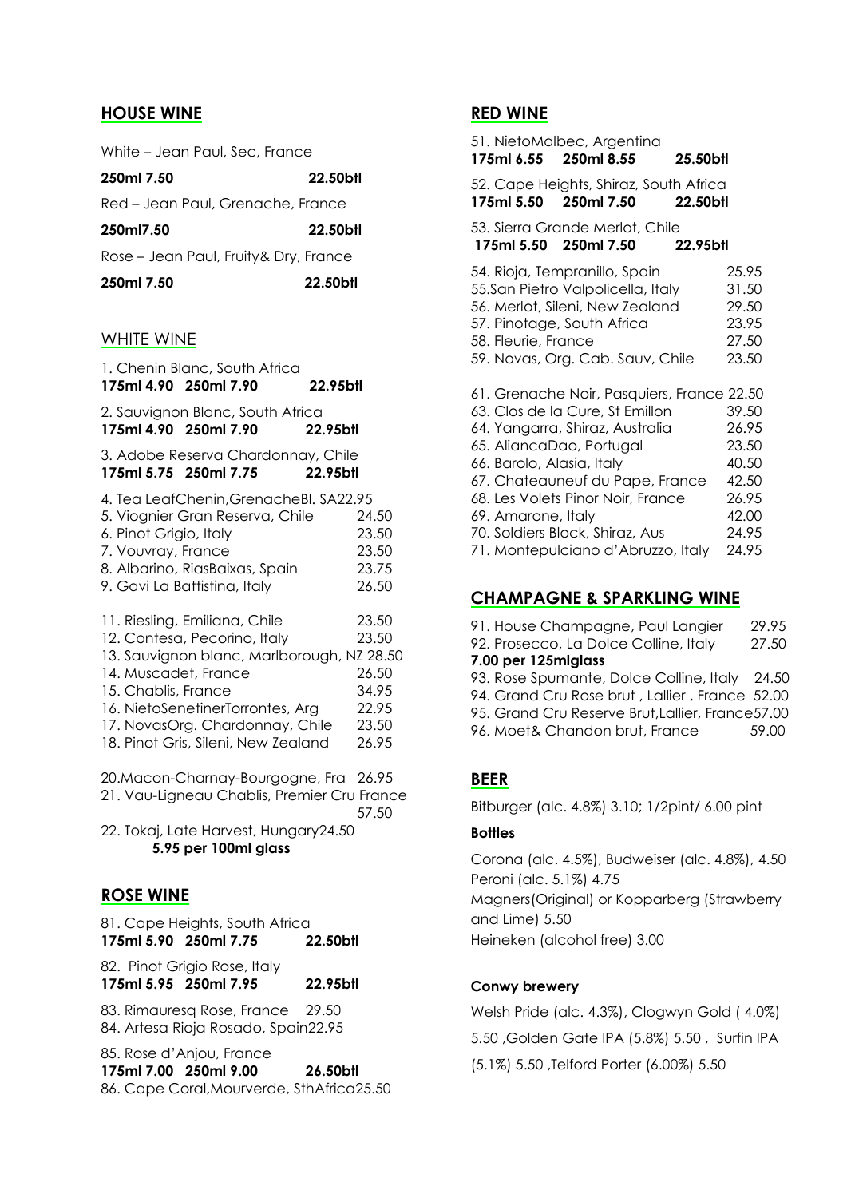## HOUSE WINE

White – Jean Paul, Sec, France

**250ml 7.50 22.50btl**

Red – Jean Paul, Grenache, France

**250ml7.50 22.50btl**

Rose – Jean Paul, Fruity& Dry, France

**250ml 7.50 22.50btl**

## WHITE WINE

1. Chenin Blanc, South Africa
**175ml 4.90 250ml 7.90 22.95btl**

2. Sauvignon Blanc, South Africa
**175ml 4.90 250ml 7.90 22.95btl**

3. Adobe Reserva Chardonnay, Chile
**175ml 5.75 250ml 7.75 22.95btl**

4. Tea LeafChenin,GrenacheBl. SA22.95
5. Viognier Gran Reserva, Chile 24.50
6. Pinot Grigio, Italy 23.50
7. Vouvray, France 23.50
8. Albarino, RiasBaixas, Spain 23.75
9. Gavi La Battistina, Italy 26.50

11. Riesling, Emiliana, Chile 23.50
12. Contesa, Pecorino, Italy 23.50
13. Sauvignon blanc, Marlborough, NZ 28.50
14. Muscadet, France 26.50
15. Chablis, France 34.95
16. NietoSenetinerTorrontes, Arg 22.95
17. NovasOrg. Chardonnay, Chile 23.50
18. Pinot Gris, Sileni, New Zealand 26.95

20.Macon-Charnay-Bourgogne, Fra 26.95
21. Vau-Ligneau Chablis, Premier Cru France 57.50
22. Tokaj, Late Harvest, Hungary24.50
**5.95 per 100ml glass**

## ROSE WINE

81. Cape Heights, South Africa
**175ml 5.90 250ml 7.75 22.50btl**

82. Pinot Grigio Rose, Italy
**175ml 5.95 250ml 7.95 22.95btl**

83. Rimauresq Rose, France 29.50
84. Artesa Rioja Rosado, Spain22.95

85. Rose d'Anjou, France
**175ml 7.00 250ml 9.00 26.50btl**
86. Cape Coral,Mourverde, SthAfrica25.50

## RED WINE

51. NietoMalbec, Argentina
**175ml 6.55 250ml 8.55 25.50btl**

52. Cape Heights, Shiraz, South Africa
**175ml 5.50 250ml 7.50 22.50btl**

53. Sierra Grande Merlot, Chile
**175ml 5.50 250ml 7.50 22.95btl**

54. Rioja, Tempranillo, Spain 25.95
55.San Pietro Valpolicella, Italy 31.50
56. Merlot, Sileni, New Zealand 29.50
57. Pinotage, South Africa 23.95
58. Fleurie, France 27.50
59. Novas, Org. Cab. Sauv, Chile 23.50

61. Grenache Noir, Pasquiers, France 22.50
63. Clos de la Cure, St Emillon 39.50
64. Yangarra, Shiraz, Australia 26.95
65. AliancaDao, Portugal 23.50
66. Barolo, Alasia, Italy 40.50
67. Chateauneuf du Pape, France 42.50
68. Les Volets Pinor Noir, France 26.95
69. Amarone, Italy 42.00
70. Soldiers Block, Shiraz, Aus 24.95
71. Montepulciano d'Abruzzo, Italy 24.95

## CHAMPAGNE & SPARKLING WINE

91. House Champagne, Paul Langier 29.95
92. Prosecco, La Dolce Colline, Italy 27.50
**7.00 per 125mlglass**
93. Rose Spumante, Dolce Colline, Italy 24.50
94. Grand Cru Rose brut , Lallier , France 52.00
95. Grand Cru Reserve Brut,Lallier, France57.00
96. Moet& Chandon brut, France 59.00

## BEER

Bitburger (alc. 4.8%) 3.10; 1/2pint/ 6.00 pint

**Bottles**

Corona (alc. 4.5%), Budweiser (alc. 4.8%), 4.50
Peroni (alc. 5.1%) 4.75
Magners(Original) or Kopparberg (Strawberry and Lime) 5.50
Heineken (alcohol free) 3.00

**Conwy brewery**

Welsh Pride (alc. 4.3%), Clogwyn Gold ( 4.0%) 5.50 ,Golden Gate IPA (5.8%) 5.50 , Surfin IPA (5.1%) 5.50 ,Telford Porter (6.00%) 5.50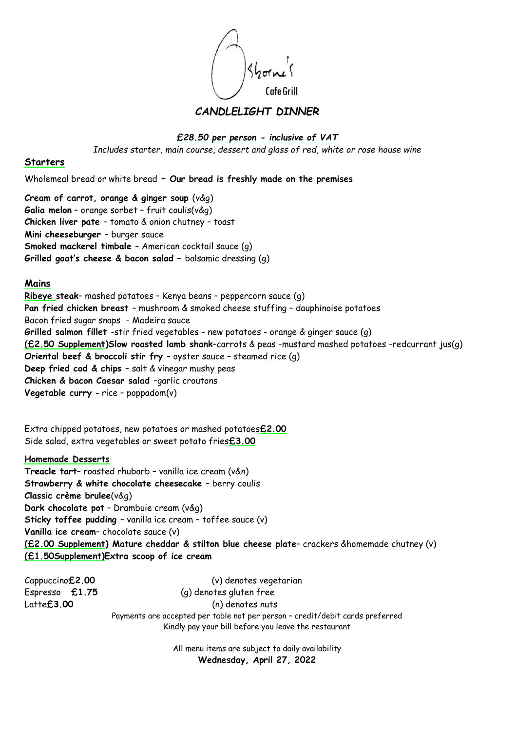Osborne's

Cafe Grill

# *CANDLELIGHT DINNER*

***£28.50 per person - inclusive of VAT***

*Includes starter, main course, dessert and glass of red, white or rose house wine*

## Starters

Wholemeal bread or white bread **– Our bread is freshly made on the premises**

**Cream of carrot, orange & ginger soup** (v&g)
**Galia melon** – orange sorbet – fruit coulis(v&g)
**Chicken liver pate** – tomato & onion chutney – toast
**Mini cheeseburger** – burger sauce
**Smoked mackerel timbale** – American cocktail sauce (g)
**Grilled goat's cheese & bacon salad** – balsamic dressing (g)

## Mains

**Ribeye steak**– mashed potatoes – Kenya beans – peppercorn sauce (g)
**Pan fried chicken breast** – mushroom & smoked cheese stuffing – dauphinoise potatoes
Bacon fried sugar snaps - Madeira sauce
**Grilled salmon fillet** -stir fried vegetables - new potatoes - orange & ginger sauce (g)
**(£2.50 Supplement)Slow roasted lamb shank**–carrots & peas -mustard mashed potatoes -redcurrant jus(g)
**Oriental beef & broccoli stir fry** – oyster sauce – steamed rice (g)
**Deep fried cod & chips** – salt & vinegar mushy peas
**Chicken & bacon Caesar salad** –garlic croutons
**Vegetable curry** - rice – poppadom(v)

Extra chipped potatoes, new potatoes or mashed potatoes**£2.00**
Side salad, extra vegetables or sweet potato fries**£3.00**

### Homemade Desserts

**Treacle tart**– roasted rhubarb – vanilla ice cream (v&n)
**Strawberry & white chocolate cheesecake** – berry coulis
**Classic crème brulee**(v&g)
**Dark chocolate pot** – Drambuie cream (v&g)
**Sticky toffee pudding** – vanilla ice cream – toffee sauce (v)
**Vanilla ice cream**– chocolate sauce (v)
**(£2.00 Supplement) Mature cheddar & stilton blue cheese plate**– crackers &homemade chutney (v)
**(£1.50Supplement)Extra scoop of ice cream**

Cappuccino**£2.00**
Espresso **£1.75**
Latte**£3.00**

(v) denotes vegetarian
(g) denotes gluten free
(n) denotes nuts

Payments are accepted per table not per person – credit/debit cards preferred
Kindly pay your bill before you leave the restaurant

All menu items are subject to daily availability
**Wednesday, April 27, 2022**